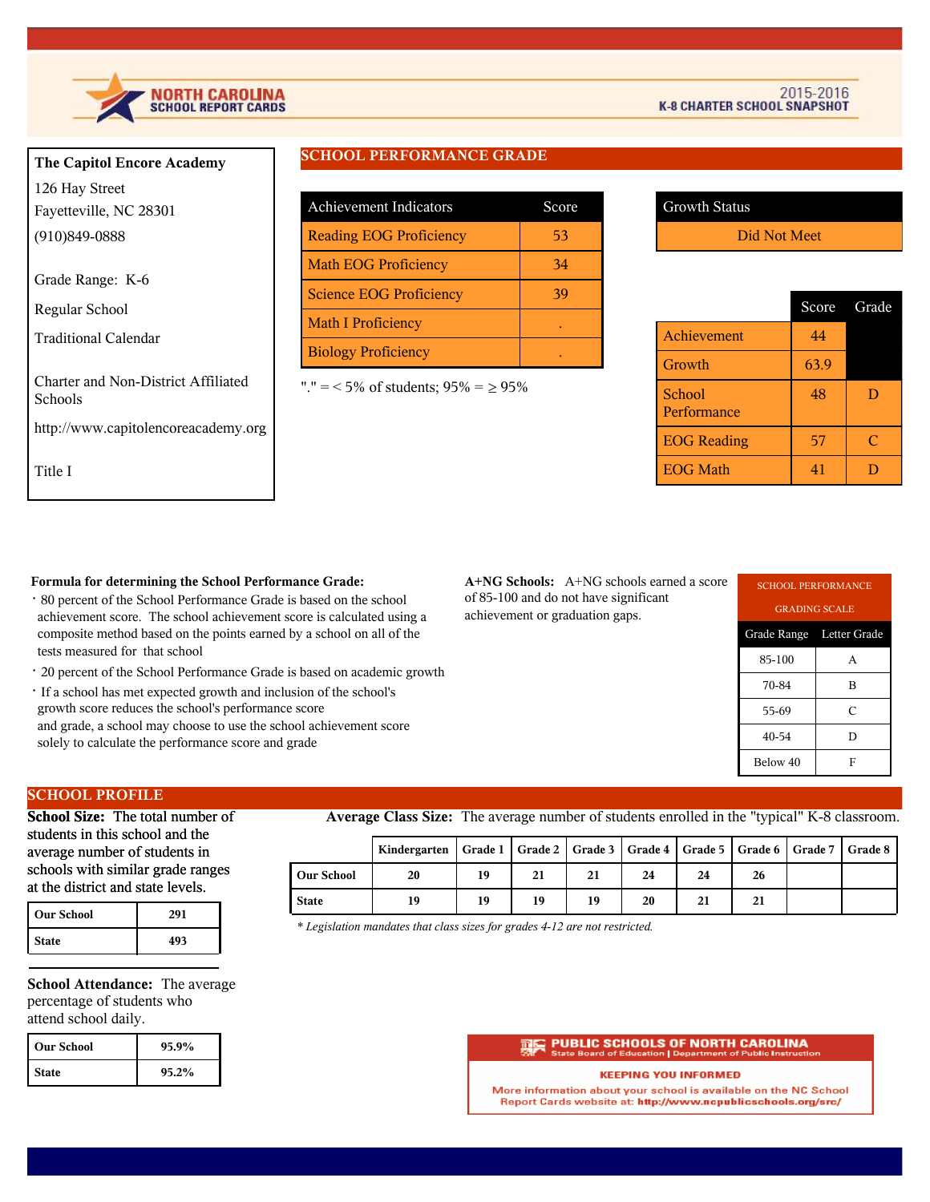# NORTH CAROLINA SCHOOL REPORT CARDS

2015-2016
K-8 CHARTER SCHOOL SNAPSHOT

**The Capitol Encore Academy**

126 Hay Street
Fayetteville, NC 28301
(910)849-0888

Grade Range: K-6

Regular School

Traditional Calendar

Charter and Non-District Affiliated Schools

http://www.capitolencoreacademy.org

Title I

## SCHOOL PERFORMANCE GRADE

| Achievement Indicators | Score |
|---|---|
| Reading EOG Proficiency | 53 |
| Math EOG Proficiency | 34 |
| Science EOG Proficiency | 39 |
| Math I Proficiency | . |
| Biology Proficiency | . |

"." = < 5% of students; 95% = ≥ 95%

| Growth Status |
|---|
| Did Not Meet |

| | Score | Grade |
|---|---|---|
| Achievement | 44 | |
| Growth | 63.9 | |
| School Performance | 48 | D |
| EOG Reading | 57 | C |
| EOG Math | 41 | D |

**Formula for determining the School Performance Grade:**

- 80 percent of the School Performance Grade is based on the school achievement score. The school achievement score is calculated using a composite method based on the points earned by a school on all of the tests measured for that school
- 20 percent of the School Performance Grade is based on academic growth
- If a school has met expected growth and inclusion of the school's growth score reduces the school's performance score and grade, a school may choose to use the school achievement score solely to calculate the performance score and grade

**A+NG Schools:** A+NG schools earned a score of 85-100 and do not have significant achievement or graduation gaps.

| SCHOOL PERFORMANCE GRADING SCALE | |
|---|---|
| Grade Range | Letter Grade |
| 85-100 | A |
| 70-84 | B |
| 55-69 | C |
| 40-54 | D |
| Below 40 | F |

## SCHOOL PROFILE

**School Size:** The total number of students in this school and the average number of students in schools with similar grade ranges at the district and state levels.

| | |
|---|---|
| Our School | 291 |
| State | 493 |

**Average Class Size:** The average number of students enrolled in the "typical" K-8 classroom.

| | Kindergarten | Grade 1 | Grade 2 | Grade 3 | Grade 4 | Grade 5 | Grade 6 | Grade 7 | Grade 8 |
|---|---|---|---|---|---|---|---|---|---|
| Our School | 20 | 19 | 21 | 21 | 24 | 24 | 26 | | |
| State | 19 | 19 | 19 | 19 | 20 | 21 | 21 | | |

*\* Legislation mandates that class sizes for grades 4-12 are not restricted.*

**School Attendance:** The average percentage of students who attend school daily.

| | |
|---|---|
| Our School | 95.9% |
| State | 95.2% |

**PUBLIC SCHOOLS OF NORTH CAROLINA**
State Board of Education | Department of Public Instruction

**KEEPING YOU INFORMED**

More information about your school is available on the NC School Report Cards website at: **http://www.ncpublicschools.org/src/**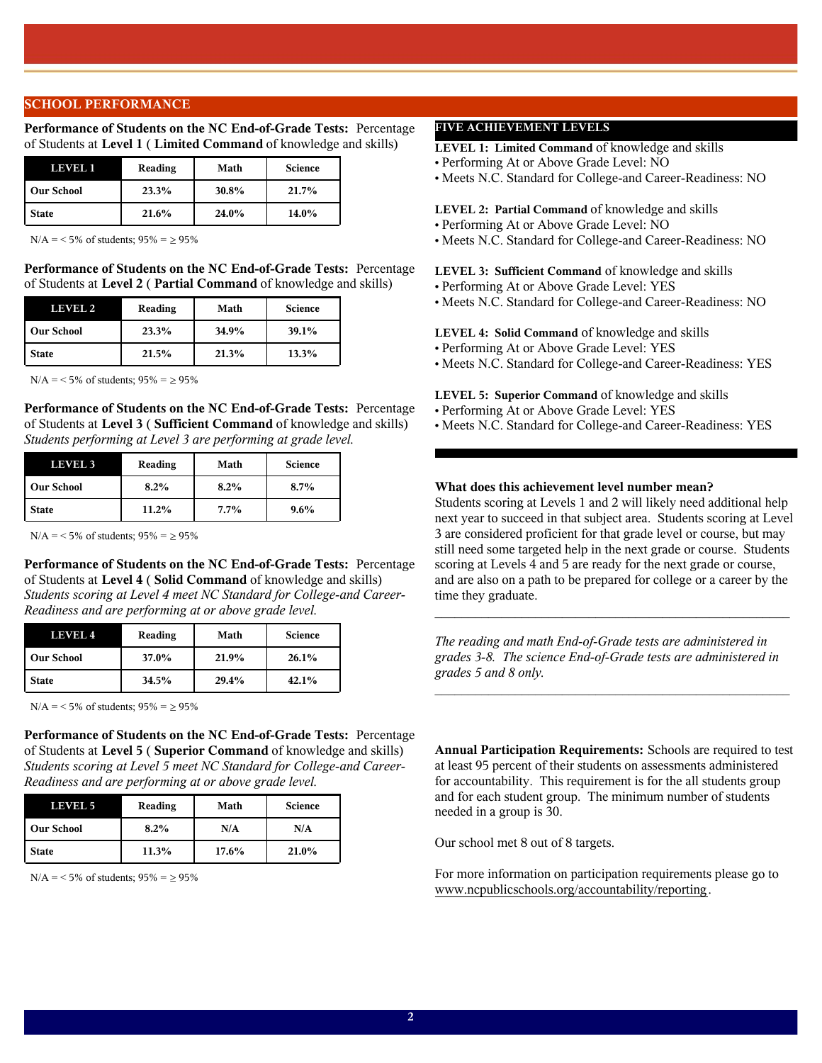## SCHOOL PERFORMANCE

**Performance of Students on the NC End-of-Grade Tests:** Percentage of Students at **Level 1** ( **Limited Command** of knowledge and skills)

| LEVEL 1 | Reading | Math | Science |
|---|---|---|---|
| Our School | 23.3% | 30.8% | 21.7% |
| State | 21.6% | 24.0% | 14.0% |

N/A = < 5% of students; 95% = ≥ 95%

**Performance of Students on the NC End-of-Grade Tests:** Percentage of Students at **Level 2** ( **Partial Command** of knowledge and skills)

| LEVEL 2 | Reading | Math | Science |
|---|---|---|---|
| Our School | 23.3% | 34.9% | 39.1% |
| State | 21.5% | 21.3% | 13.3% |

N/A = < 5% of students; 95% = ≥ 95%

**Performance of Students on the NC End-of-Grade Tests:** Percentage of Students at **Level 3** ( **Sufficient Command** of knowledge and skills)
*Students performing at Level 3 are performing at grade level.*

| LEVEL 3 | Reading | Math | Science |
|---|---|---|---|
| Our School | 8.2% | 8.2% | 8.7% |
| State | 11.2% | 7.7% | 9.6% |

N/A = < 5% of students; 95% = ≥ 95%

**Performance of Students on the NC End-of-Grade Tests:** Percentage of Students at **Level 4** ( **Solid Command** of knowledge and skills)
*Students scoring at Level 4 meet NC Standard for College-and Career-Readiness and are performing at or above grade level.*

| LEVEL 4 | Reading | Math | Science |
|---|---|---|---|
| Our School | 37.0% | 21.9% | 26.1% |
| State | 34.5% | 29.4% | 42.1% |

N/A = < 5% of students; 95% = ≥ 95%

**Performance of Students on the NC End-of-Grade Tests:** Percentage of Students at **Level 5** ( **Superior Command** of knowledge and skills)
*Students scoring at Level 5 meet NC Standard for College-and Career-Readiness and are performing at or above grade level.*

| LEVEL 5 | Reading | Math | Science |
|---|---|---|---|
| Our School | 8.2% | N/A | N/A |
| State | 11.3% | 17.6% | 21.0% |

N/A = < 5% of students; 95% = ≥ 95%

### FIVE ACHIEVEMENT LEVELS

**LEVEL 1: Limited Command** of knowledge and skills
- Performing At or Above Grade Level: NO
- Meets N.C. Standard for College-and Career-Readiness: NO

**LEVEL 2: Partial Command** of knowledge and skills
- Performing At or Above Grade Level: NO
- Meets N.C. Standard for College-and Career-Readiness: NO

**LEVEL 3: Sufficient Command** of knowledge and skills
- Performing At or Above Grade Level: YES
- Meets N.C. Standard for College-and Career-Readiness: NO

**LEVEL 4: Solid Command** of knowledge and skills
- Performing At or Above Grade Level: YES
- Meets N.C. Standard for College-and Career-Readiness: YES

**LEVEL 5: Superior Command** of knowledge and skills
- Performing At or Above Grade Level: YES
- Meets N.C. Standard for College-and Career-Readiness: YES

**What does this achievement level number mean?**
Students scoring at Levels 1 and 2 will likely need additional help next year to succeed in that subject area. Students scoring at Level 3 are considered proficient for that grade level or course, but may still need some targeted help in the next grade or course. Students scoring at Levels 4 and 5 are ready for the next grade or course, and are also on a path to be prepared for college or a career by the time they graduate.

---

*The reading and math End-of-Grade tests are administered in grades 3-8. The science End-of-Grade tests are administered in grades 5 and 8 only.*

---

**Annual Participation Requirements:** Schools are required to test at least 95 percent of their students on assessments administered for accountability. This requirement is for the all students group and for each student group. The minimum number of students needed in a group is 30.

Our school met 8 out of 8 targets.

For more information on participation requirements please go to www.ncpublicschools.org/accountability/reporting.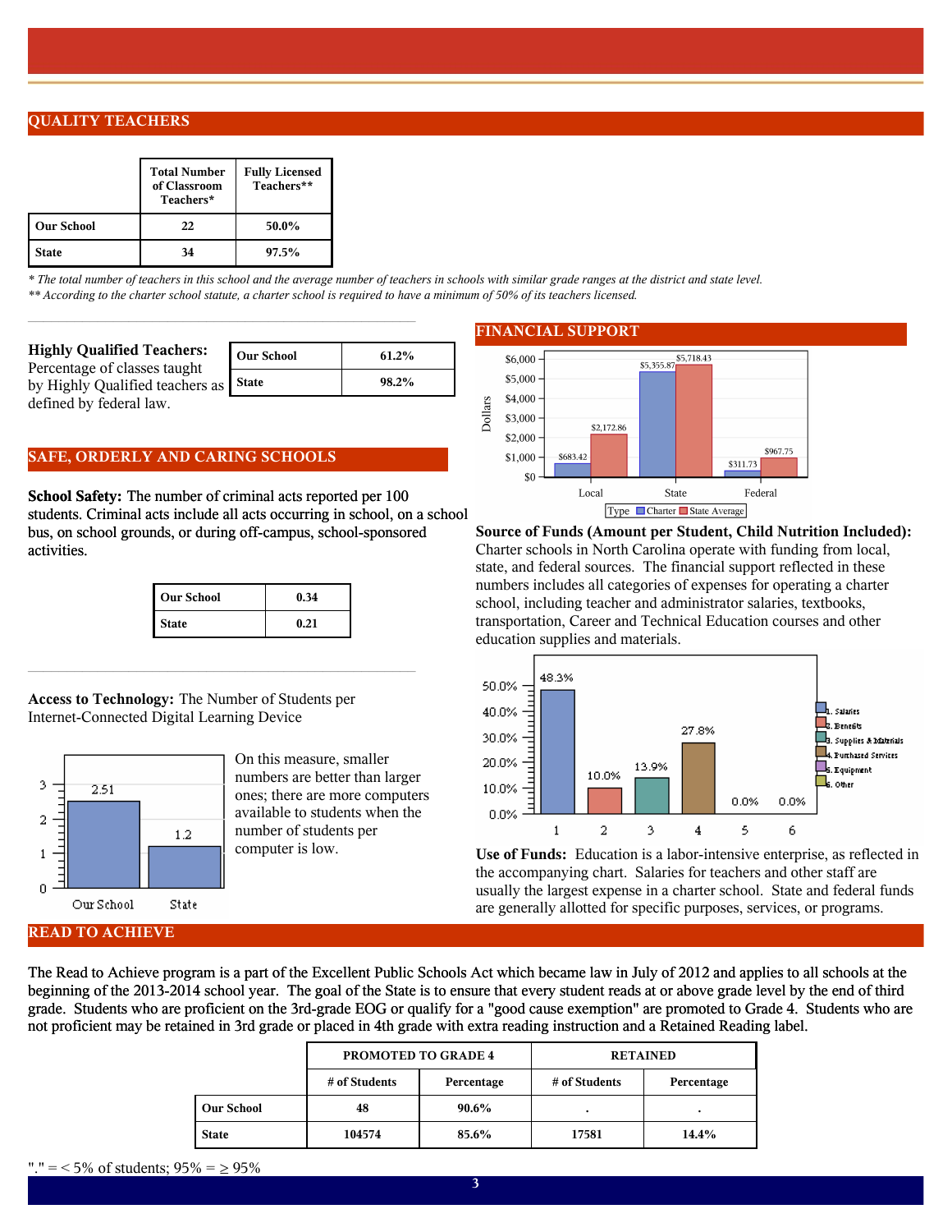## QUALITY TEACHERS

| | Total Number of Classroom Teachers* | Fully Licensed Teachers** |
|---|---|---|
| Our School | 22 | 50.0% |
| State | 34 | 97.5% |

*\* The total number of teachers in this school and the average number of teachers in schools with similar grade ranges at the district and state level.*
*\*\* According to the charter school statute, a charter school is required to have a minimum of 50% of its teachers licensed.*

**Highly Qualified Teachers:** Percentage of classes taught by Highly Qualified teachers as defined by federal law.

| | |
|---|---|
| Our School | 61.2% |
| State | 98.2% |

## SAFE, ORDERLY AND CARING SCHOOLS

**School Safety:** The number of criminal acts reported per 100 students. Criminal acts include all acts occurring in school, on a school bus, on school grounds, or during off-campus, school-sponsored activities.

| | |
|---|---|
| Our School | 0.34 |
| State | 0.21 |

**Access to Technology:** The Number of Students per Internet-Connected Digital Learning Device

3
2
1
0
2.51
1.2
Our School
State

On this measure, smaller numbers are better than larger ones; there are more computers available to students when the number of students per computer is low.

## FINANCIAL SUPPORT

$6,000
$5,000
$4,000
$3,000
$2,000
$1,000
$0
Dollars
$683.42
$2,172.86
$5,355.87
$5,718.43
$311.73
$967.75
Local
State
Federal
Type Charter State Average

**Source of Funds (Amount per Student, Child Nutrition Included):** Charter schools in North Carolina operate with funding from local, state, and federal sources. The financial support reflected in these numbers includes all categories of expenses for operating a charter school, including teacher and administrator salaries, textbooks, transportation, Career and Technical Education courses and other education supplies and materials.

50.0%
40.0%
30.0%
20.0%
10.0%
0.0%
48.3%
10.0%
13.9%
27.8%
0.0%
0.0%
1
2
3
4
5
6
1. Salaries
2. Benefits
3. Supplies & Materials
4. Purchased Services
5. Equipment
6. Other

**Use of Funds:** Education is a labor-intensive enterprise, as reflected in the accompanying chart. Salaries for teachers and other staff are usually the largest expense in a charter school. State and federal funds are generally allotted for specific purposes, services, or programs.

## READ TO ACHIEVE

The Read to Achieve program is a part of the Excellent Public Schools Act which became law in July of 2012 and applies to all schools at the beginning of the 2013-2014 school year. The goal of the State is to ensure that every student reads at or above grade level by the end of third grade. Students who are proficient on the 3rd-grade EOG or qualify for a "good cause exemption" are promoted to Grade 4. Students who are not proficient may be retained in 3rd grade or placed in 4th grade with extra reading instruction and a Retained Reading label.

| | PROMOTED TO GRADE 4 | | RETAINED | |
|---|---|---|---|---|
| | # of Students | Percentage | # of Students | Percentage |
| Our School | 48 | 90.6% | . | . |
| State | 104574 | 85.6% | 17581 | 14.4% |

"." = < 5% of students; 95% = ≥ 95%